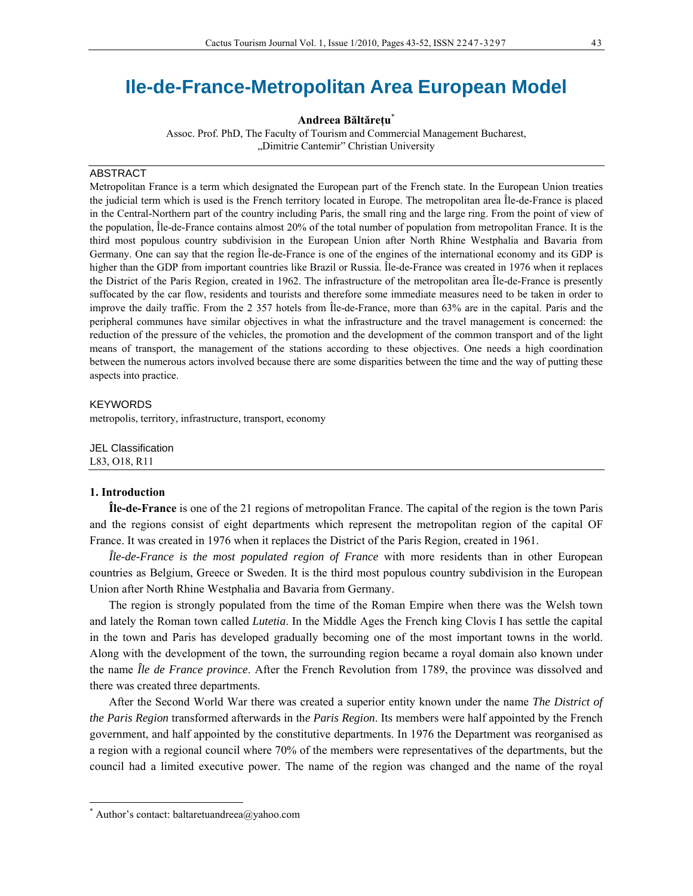# Ile-de-France-Metropolitan Area European Model

**Andreea Băltărețu**[*]

Assoc. Prof. PhD, The Faculty of Tourism and Commercial Management Bucharest, „Dimitrie Cantemir" Christian University

ABSTRACT

Metropolitan France is a term which designated the European part of the French state. In the European Union treaties the judicial term which is used is the French territory located in Europe. The metropolitan area Île-de-France is placed in the Central-Northern part of the country including Paris, the small ring and the large ring. From the point of view of the population, Île-de-France contains almost 20% of the total number of population from metropolitan France. It is the third most populous country subdivision in the European Union after North Rhine Westphalia and Bavaria from Germany. One can say that the region Île-de-France is one of the engines of the international economy and its GDP is higher than the GDP from important countries like Brazil or Russia. Île-de-France was created in 1976 when it replaces the District of the Paris Region, created in 1962. The infrastructure of the metropolitan area Île-de-France is presently suffocated by the car flow, residents and tourists and therefore some immediate measures need to be taken in order to improve the daily traffic. From the 2 357 hotels from Île-de-France, more than 63% are in the capital. Paris and the peripheral communes have similar objectives in what the infrastructure and the travel management is concerned: the reduction of the pressure of the vehicles, the promotion and the development of the common transport and of the light means of transport, the management of the stations according to these objectives. One needs a high coordination between the numerous actors involved because there are some disparities between the time and the way of putting these aspects into practice.

KEYWORDS

metropolis, territory, infrastructure, transport, economy

JEL Classification

L83, O18, R11

## 1. Introduction

**Île-de-France** is one of the 21 regions of metropolitan France. The capital of the region is the town Paris and the regions consist of eight departments which represent the metropolitan region of the capital OF France. It was created in 1976 when it replaces the District of the Paris Region, created in 1961.

*Île-de-France is the most populated region of France* with more residents than in other European countries as Belgium, Greece or Sweden. It is the third most populous country subdivision in the European Union after North Rhine Westphalia and Bavaria from Germany.

The region is strongly populated from the time of the Roman Empire when there was the Welsh town and lately the Roman town called *Lutetia*. In the Middle Ages the French king Clovis I has settle the capital in the town and Paris has developed gradually becoming one of the most important towns in the world. Along with the development of the town, the surrounding region became a royal domain also known under the name *Île de France province*. After the French Revolution from 1789, the province was dissolved and there was created three departments.

After the Second World War there was created a superior entity known under the name *The District of the Paris Region* transformed afterwards in the *Paris Region*. Its members were half appointed by the French government, and half appointed by the constitutive departments. In 1976 the Department was reorganised as a region with a regional council where 70% of the members were representatives of the departments, but the council had a limited executive power. The name of the region was changed and the name of the royal

[*] Author's contact: baltaretuandreea@yahoo.com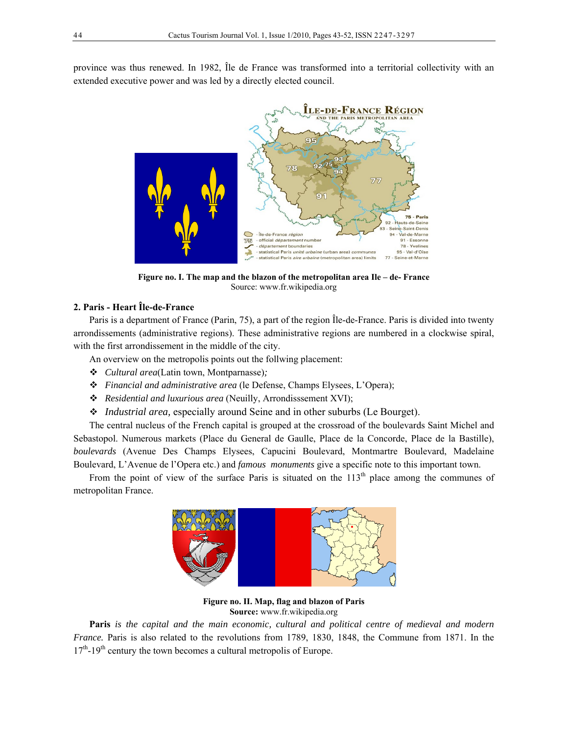province was thus renewed. In 1982, Île de France was transformed into a territorial collectivity with an extended executive power and was led by a directly elected council.

**Figure no. I. The map and the blazon of the metropolitan area Ile – de- France**
Source: www.fr.wikipedia.org

## 2. Paris - Heart Île-de-France

Paris is a department of France (Parin, 75), a part of the region Île-de-France. Paris is divided into twenty arrondissements (administrative regions). These administrative regions are numbered in a clockwise spiral, with the first arrondissement in the middle of the city.

An overview on the metropolis points out the follwing placement:

- *Cultural area*(Latin town, Montparnasse)*;*
- *Financial and administrative area* (le Defense, Champs Elysees, L'Opera);
- *Residential and luxurious area* (Neuilly, Arrondisssement XVI);
- *Industrial area,* especially around Seine and in other suburbs (Le Bourget).

The central nucleus of the French capital is grouped at the crossroad of the boulevards Saint Michel and Sebastopol. Numerous markets (Place du General de Gaulle, Place de la Concorde, Place de la Bastille), *boulevards* (Avenue Des Champs Elysees, Capucini Boulevard, Montmartre Boulevard, Madelaine Boulevard, L'Avenue de l'Opera etc.) and *famous monuments* give a specific note to this important town.

From the point of view of the surface Paris is situated on the 113th place among the communes of metropolitan France.

**Figure no. II. Map, flag and blazon of Paris**
**Source:** www.fr.wikipedia.org

**Paris** *is the capital and the main economic, cultural and political centre of medieval and modern France.* Paris is also related to the revolutions from 1789, 1830, 1848, the Commune from 1871. In the 17th-19th century the town becomes a cultural metropolis of Europe.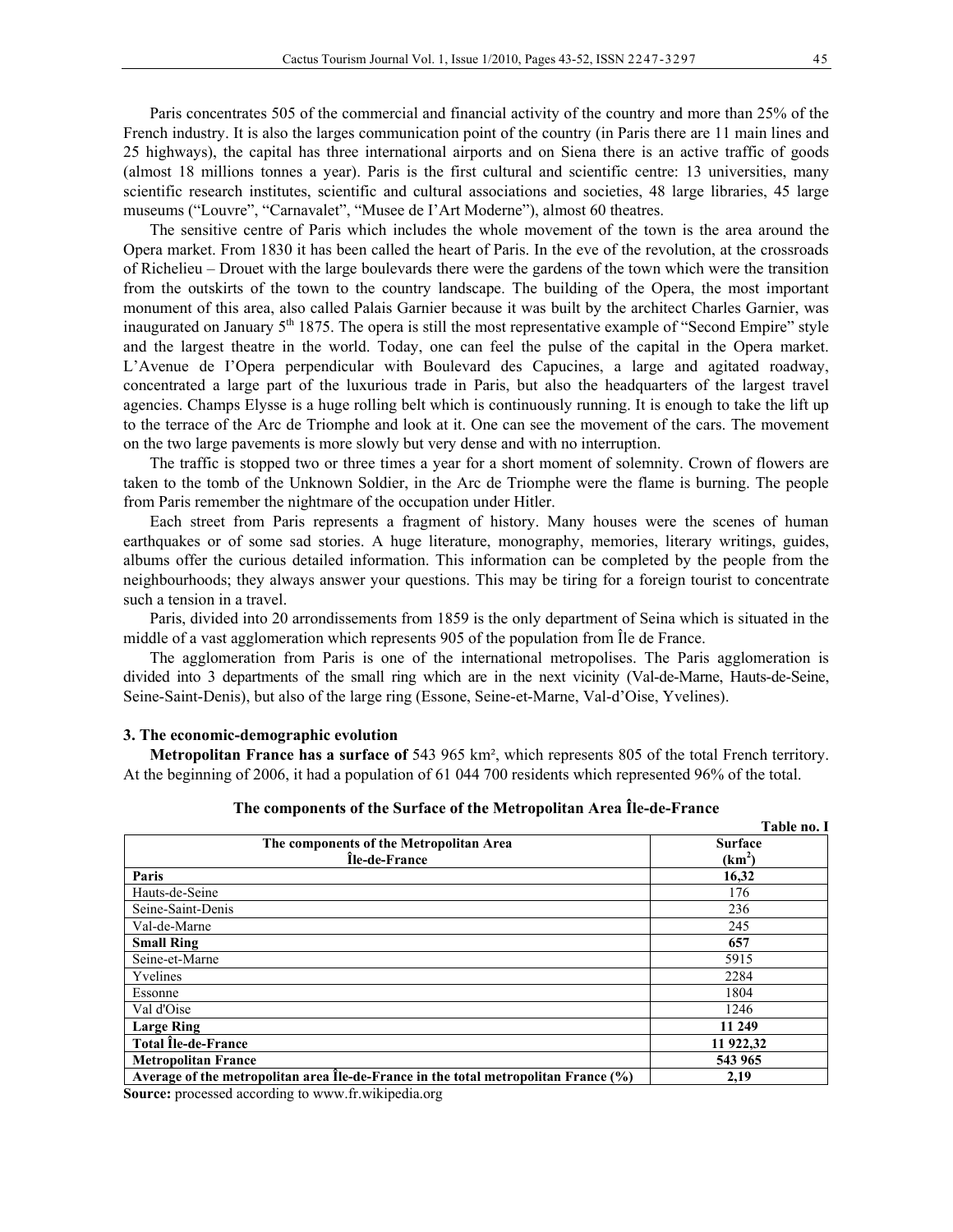Paris concentrates 505 of the commercial and financial activity of the country and more than 25% of the French industry. It is also the larges communication point of the country (in Paris there are 11 main lines and 25 highways), the capital has three international airports and on Siena there is an active traffic of goods (almost 18 millions tonnes a year). Paris is the first cultural and scientific centre: 13 universities, many scientific research institutes, scientific and cultural associations and societies, 48 large libraries, 45 large museums ("Louvre", "Carnavalet", "Musee de I'Art Moderne"), almost 60 theatres.

The sensitive centre of Paris which includes the whole movement of the town is the area around the Opera market. From 1830 it has been called the heart of Paris. In the eve of the revolution, at the crossroads of Richelieu – Drouet with the large boulevards there were the gardens of the town which were the transition from the outskirts of the town to the country landscape. The building of the Opera, the most important monument of this area, also called Palais Garnier because it was built by the architect Charles Garnier, was inaugurated on January 5th 1875. The opera is still the most representative example of "Second Empire" style and the largest theatre in the world. Today, one can feel the pulse of the capital in the Opera market. L'Avenue de I'Opera perpendicular with Boulevard des Capucines, a large and agitated roadway, concentrated a large part of the luxurious trade in Paris, but also the headquarters of the largest travel agencies. Champs Elysse is a huge rolling belt which is continuously running. It is enough to take the lift up to the terrace of the Arc de Triomphe and look at it. One can see the movement of the cars. The movement on the two large pavements is more slowly but very dense and with no interruption.

The traffic is stopped two or three times a year for a short moment of solemnity. Crown of flowers are taken to the tomb of the Unknown Soldier, in the Arc de Triomphe were the flame is burning. The people from Paris remember the nightmare of the occupation under Hitler.

Each street from Paris represents a fragment of history. Many houses were the scenes of human earthquakes or of some sad stories. A huge literature, monography, memories, literary writings, guides, albums offer the curious detailed information. This information can be completed by the people from the neighbourhoods; they always answer your questions. This may be tiring for a foreign tourist to concentrate such a tension in a travel.

Paris, divided into 20 arrondissements from 1859 is the only department of Seina which is situated in the middle of a vast agglomeration which represents 905 of the population from Île de France.

The agglomeration from Paris is one of the international metropolises. The Paris agglomeration is divided into 3 departments of the small ring which are in the next vicinity (Val-de-Marne, Hauts-de-Seine, Seine-Saint-Denis), but also of the large ring (Essone, Seine-et-Marne, Val-d'Oise, Yvelines).

### 3. The economic-demographic evolution

**Metropolitan France has a surface of** 543 965 km², which represents 805 of the total French territory. At the beginning of 2006, it had a population of 61 044 700 residents which represented 96% of the total.

**The components of the Surface of the Metropolitan Area Île-de-France**

**Table no. I**

| The components of the Metropolitan Area Île-de-France | Surface (km²) |
|---|---|
| **Paris** | **16,32** |
| Hauts-de-Seine | 176 |
| Seine-Saint-Denis | 236 |
| Val-de-Marne | 245 |
| **Small Ring** | **657** |
| Seine-et-Marne | 5915 |
| Yvelines | 2284 |
| Essonne | 1804 |
| Val d'Oise | 1246 |
| **Large Ring** | **11 249** |
| **Total Île-de-France** | **11 922,32** |
| **Metropolitan France** | **543 965** |
| **Average of the metropolitan area Île-de-France in the total metropolitan France (%)** | **2,19** |

**Source:** processed according to www.fr.wikipedia.org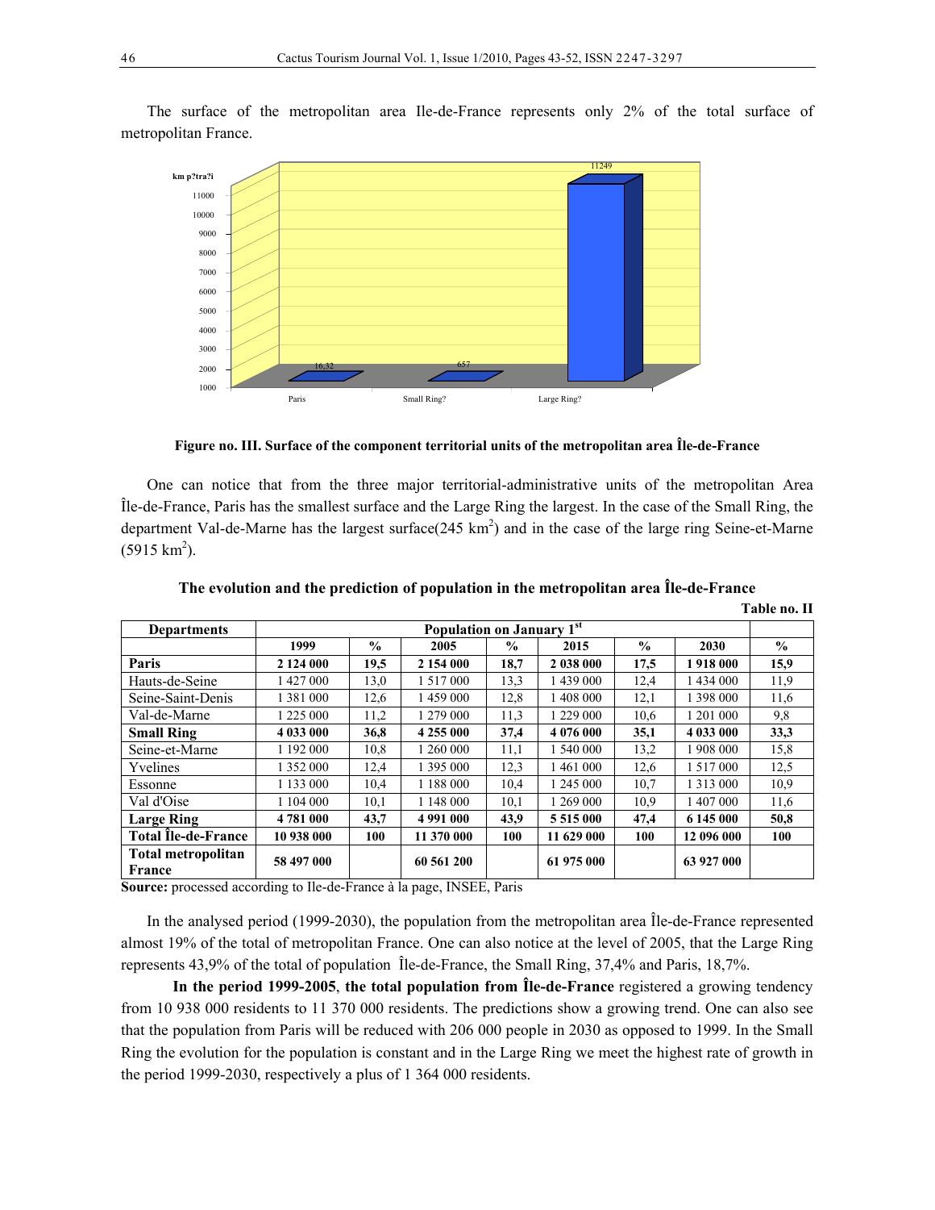The surface of the metropolitan area Ile-de-France represents only 2% of the total surface of metropolitan France.

**Figure no. III. Surface of the component territorial units of the metropolitan area Île-de-France**

One can notice that from the three major territorial-administrative units of the metropolitan Area Île-de-France, Paris has the smallest surface and the Large Ring the largest. In the case of the Small Ring, the department Val-de-Marne has the largest surface(245 $km^2$) and in the case of the large ring Seine-et-Marne (5915 $km^2$).

**The evolution and the prediction of population in the metropolitan area Île-de-France**

**Table no. II**

| **Departments** | **Population on January 1st** | | | | | | | |
|---|---|---|---|---|---|---|---|---|
| | **1999** | **%** | **2005** | **%** | **2015** | **%** | **2030** | **%** |
| **Paris** | **2 124 000** | **19,5** | **2 154 000** | **18,7** | **2 038 000** | **17,5** | **1 918 000** | **15,9** |
| Hauts-de-Seine | 1 427 000 | 13,0 | 1 517 000 | 13,3 | 1 439 000 | 12,4 | 1 434 000 | 11,9 |
| Seine-Saint-Denis | 1 381 000 | 12,6 | 1 459 000 | 12,8 | 1 408 000 | 12,1 | 1 398 000 | 11,6 |
| Val-de-Marne | 1 225 000 | 11,2 | 1 279 000 | 11,3 | 1 229 000 | 10,6 | 1 201 000 | 9,8 |
| **Small Ring** | **4 033 000** | **36,8** | **4 255 000** | **37,4** | **4 076 000** | **35,1** | **4 033 000** | **33,3** |
| Seine-et-Marne | 1 192 000 | 10,8 | 1 260 000 | 11,1 | 1 540 000 | 13,2 | 1 908 000 | 15,8 |
| Yvelines | 1 352 000 | 12,4 | 1 395 000 | 12,3 | 1 461 000 | 12,6 | 1 517 000 | 12,5 |
| Essonne | 1 133 000 | 10,4 | 1 188 000 | 10,4 | 1 245 000 | 10,7 | 1 313 000 | 10,9 |
| Val d'Oise | 1 104 000 | 10,1 | 1 148 000 | 10,1 | 1 269 000 | 10,9 | 1 407 000 | 11,6 |
| **Large Ring** | **4 781 000** | **43,7** | **4 991 000** | **43,9** | **5 515 000** | **47,4** | **6 145 000** | **50,8** |
| **Total Île-de-France** | **10 938 000** | **100** | **11 370 000** | **100** | **11 629 000** | **100** | **12 096 000** | **100** |
| **Total metropolitan France** | **58 497 000** | | **60 561 200** | | **61 975 000** | | **63 927 000** | |

**Source:** processed according to Ile-de-France à la page, INSEE, Paris

In the analysed period (1999-2030), the population from the metropolitan area Île-de-France represented almost 19% of the total of metropolitan France. One can also notice at the level of 2005, that the Large Ring represents 43,9% of the total of population Île-de-France, the Small Ring, 37,4% and Paris, 18,7%.

**In the period 1999-2005**, **the total population from Île-de-France** registered a growing tendency from 10 938 000 residents to 11 370 000 residents. The predictions show a growing trend. One can also see that the population from Paris will be reduced with 206 000 people in 2030 as opposed to 1999. In the Small Ring the evolution for the population is constant and in the Large Ring we meet the highest rate of growth in the period 1999-2030, respectively a plus of 1 364 000 residents.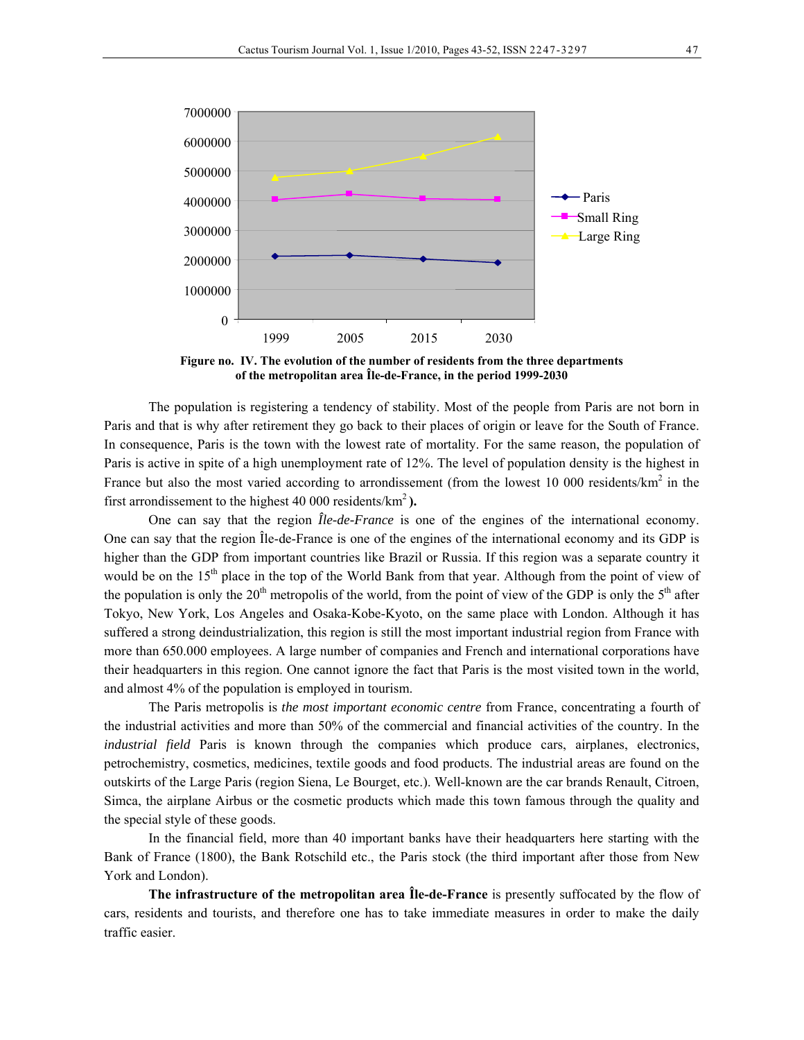**Figure no. IV. The evolution of the number of residents from the three departments of the metropolitan area Île-de-France, in the period 1999-2030**

The population is registering a tendency of stability. Most of the people from Paris are not born in Paris and that is why after retirement they go back to their places of origin or leave for the South of France. In consequence, Paris is the town with the lowest rate of mortality. For the same reason, the population of Paris is active in spite of a high unemployment rate of 12%. The level of population density is the highest in France but also the most varied according to arrondissement (from the lowest 10 000 residents/km$^2$ in the first arrondissement to the highest 40 000 residents/km$^2$ **).**

One can say that the region *Île-de-France* is one of the engines of the international economy. One can say that the region Île-de-France is one of the engines of the international economy and its GDP is higher than the GDP from important countries like Brazil or Russia. If this region was a separate country it would be on the 15th place in the top of the World Bank from that year. Although from the point of view of the population is only the 20th metropolis of the world, from the point of view of the GDP is only the 5th after Tokyo, New York, Los Angeles and Osaka-Kobe-Kyoto, on the same place with London. Although it has suffered a strong deindustrialization, this region is still the most important industrial region from France with more than 650.000 employees. A large number of companies and French and international corporations have their headquarters in this region. One cannot ignore the fact that Paris is the most visited town in the world, and almost 4% of the population is employed in tourism.

The Paris metropolis is *the most important economic centre* from France, concentrating a fourth of the industrial activities and more than 50% of the commercial and financial activities of the country. In the *industrial field* Paris is known through the companies which produce cars, airplanes, electronics, petrochemistry, cosmetics, medicines, textile goods and food products. The industrial areas are found on the outskirts of the Large Paris (region Siena, Le Bourget, etc.). Well-known are the car brands Renault, Citroen, Simca, the airplane Airbus or the cosmetic products which made this town famous through the quality and the special style of these goods.

In the financial field, more than 40 important banks have their headquarters here starting with the Bank of France (1800), the Bank Rotschild etc., the Paris stock (the third important after those from New York and London).

**The infrastructure of the metropolitan area Île-de-France** is presently suffocated by the flow of cars, residents and tourists, and therefore one has to take immediate measures in order to make the daily traffic easier.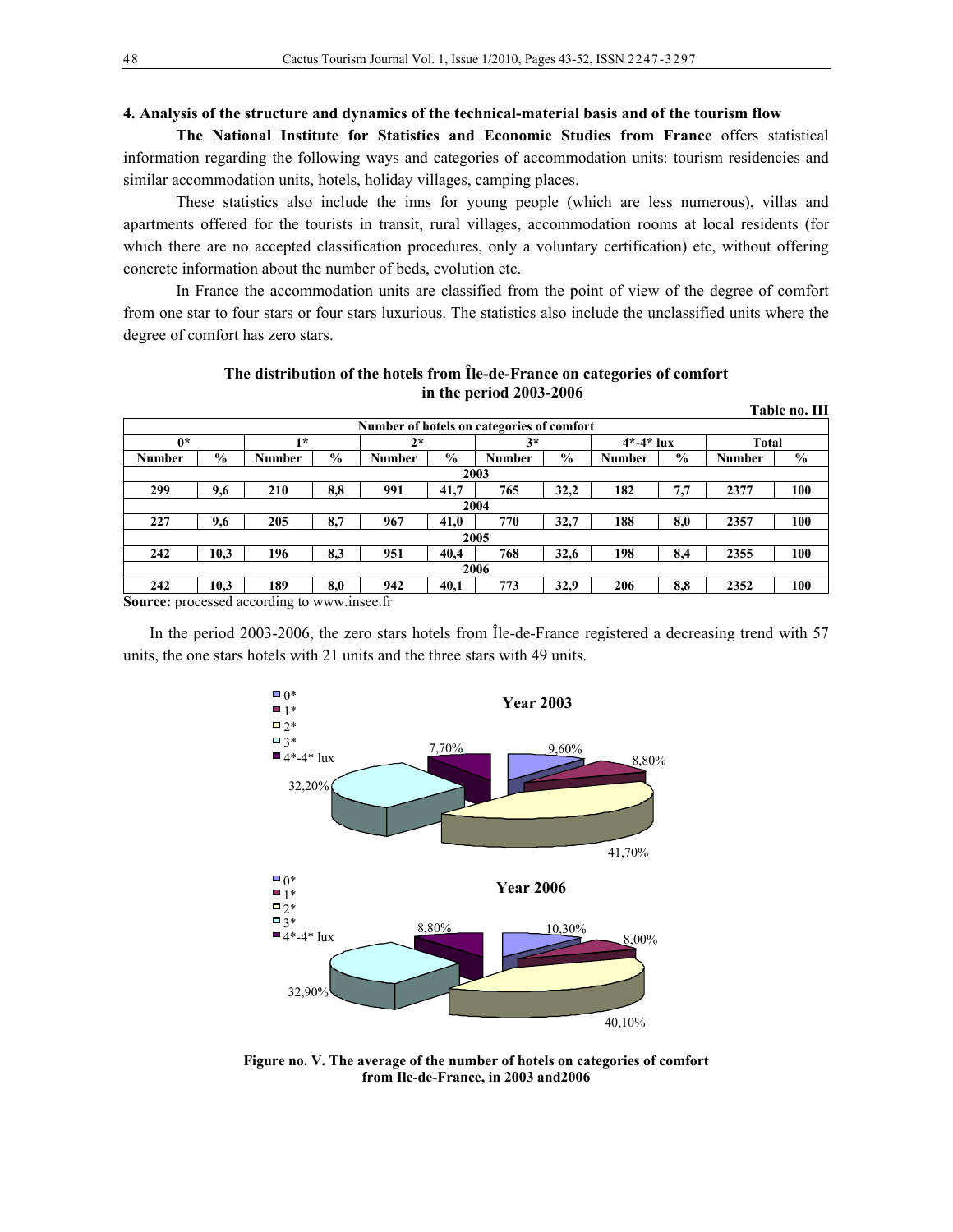## 4. Analysis of the structure and dynamics of the technical-material basis and of the tourism flow

**The National Institute for Statistics and Economic Studies from France** offers statistical information regarding the following ways and categories of accommodation units: tourism residencies and similar accommodation units, hotels, holiday villages, camping places.

These statistics also include the inns for young people (which are less numerous), villas and apartments offered for the tourists in transit, rural villages, accommodation rooms at local residents (for which there are no accepted classification procedures, only a voluntary certification) etc, without offering concrete information about the number of beds, evolution etc.

In France the accommodation units are classified from the point of view of the degree of comfort from one star to four stars or four stars luxurious. The statistics also include the unclassified units where the degree of comfort has zero stars.

**The distribution of the hotels from Île-de-France on categories of comfort in the period 2003-2006**

**Table no. III**

| Number of hotels on categories of comfort | | | | | | | | | | | |
|---|---|---|---|---|---|---|---|---|---|---|---|
| 0* | | 1* | | 2* | | 3* | | 4*-4* lux | | Total | |
| Number | % | Number | % | Number | % | Number | % | Number | % | Number | % |
| 2003 | | | | | | | | | | | |
| 299 | 9,6 | 210 | 8,8 | 991 | 41,7 | 765 | 32,2 | 182 | 7,7 | 2377 | 100 |
| 2004 | | | | | | | | | | | |
| 227 | 9,6 | 205 | 8,7 | 967 | 41,0 | 770 | 32,7 | 188 | 8,0 | 2357 | 100 |
| 2005 | | | | | | | | | | | |
| 242 | 10,3 | 196 | 8,3 | 951 | 40,4 | 768 | 32,6 | 198 | 8,4 | 2355 | 100 |
| 2006 | | | | | | | | | | | |
| 242 | 10,3 | 189 | 8,0 | 942 | 40,1 | 773 | 32,9 | 206 | 8,8 | 2352 | 100 |

**Source:** processed according to www.insee.fr

In the period 2003-2006, the zero stars hotels from Île-de-France registered a decreasing trend with 57 units, the one stars hotels with 21 units and the three stars with 49 units.

**Figure no. V. The average of the number of hotels on categories of comfort from Ile-de-France, in 2003 and2006**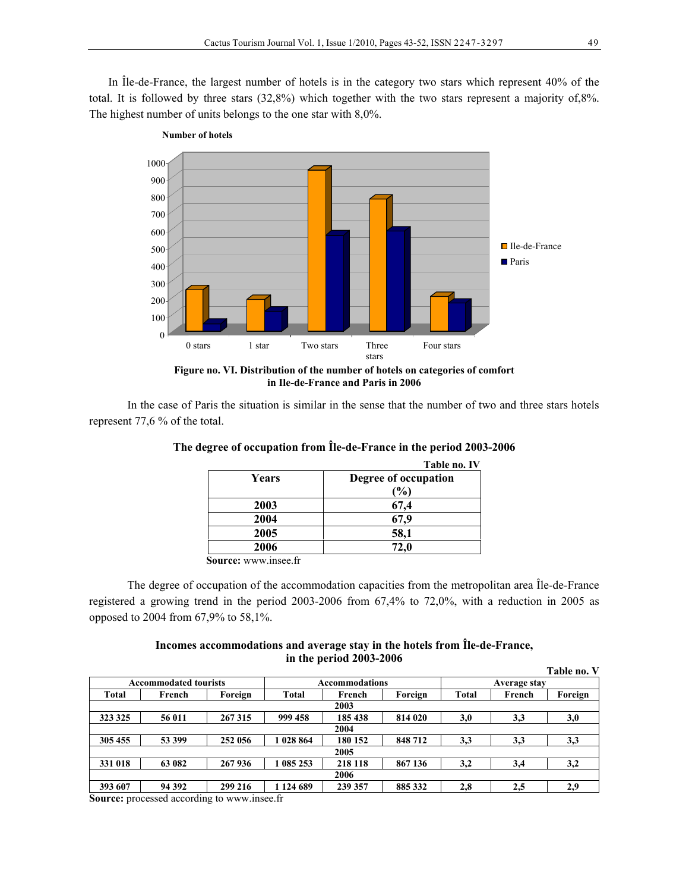In Île-de-France, the largest number of hotels is in the category two stars which represent 40% of the total. It is followed by three stars (32,8%) which together with the two stars represent a majority of,8%. The highest number of units belongs to the one star with 8,0%.

**Figure no. VI. Distribution of the number of hotels on categories of comfort in Ile-de-France and Paris in 2006**

In the case of Paris the situation is similar in the sense that the number of two and three stars hotels represent 77,6 % of the total.

**The degree of occupation from Île-de-France in the period 2003-2006**

**Table no. IV**

| Years | Degree of occupation (%) |
|---|---|
| 2003 | 67,4 |
| 2004 | 67,9 |
| 2005 | 58,1 |
| 2006 | 72,0 |

**Source:** www.insee.fr

The degree of occupation of the accommodation capacities from the metropolitan area Île-de-France registered a growing trend in the period 2003-2006 from 67,4% to 72,0%, with a reduction in 2005 as opposed to 2004 from 67,9% to 58,1%.

**Incomes accommodations and average stay in the hotels from Île-de-France, in the period 2003-2006**

**Table no. V**

| Accommodated tourists | | | Accommodations | | | Average stay | | |
|---|---|---|---|---|---|---|---|---|
| Total | French | Foreign | Total | French | Foreign | Total | French | Foreign |
| | | | | 2003 | | | | |
| 323 325 | 56 011 | 267 315 | 999 458 | 185 438 | 814 020 | 3,0 | 3,3 | 3,0 |
| | | | | 2004 | | | | |
| 305 455 | 53 399 | 252 056 | 1 028 864 | 180 152 | 848 712 | 3,3 | 3,3 | 3,3 |
| | | | | 2005 | | | | |
| 331 018 | 63 082 | 267 936 | 1 085 253 | 218 118 | 867 136 | 3,2 | 3,4 | 3,2 |
| | | | | 2006 | | | | |
| 393 607 | 94 392 | 299 216 | 1 124 689 | 239 357 | 885 332 | 2,8 | 2,5 | 2,9 |

**Source:** processed according to www.insee.fr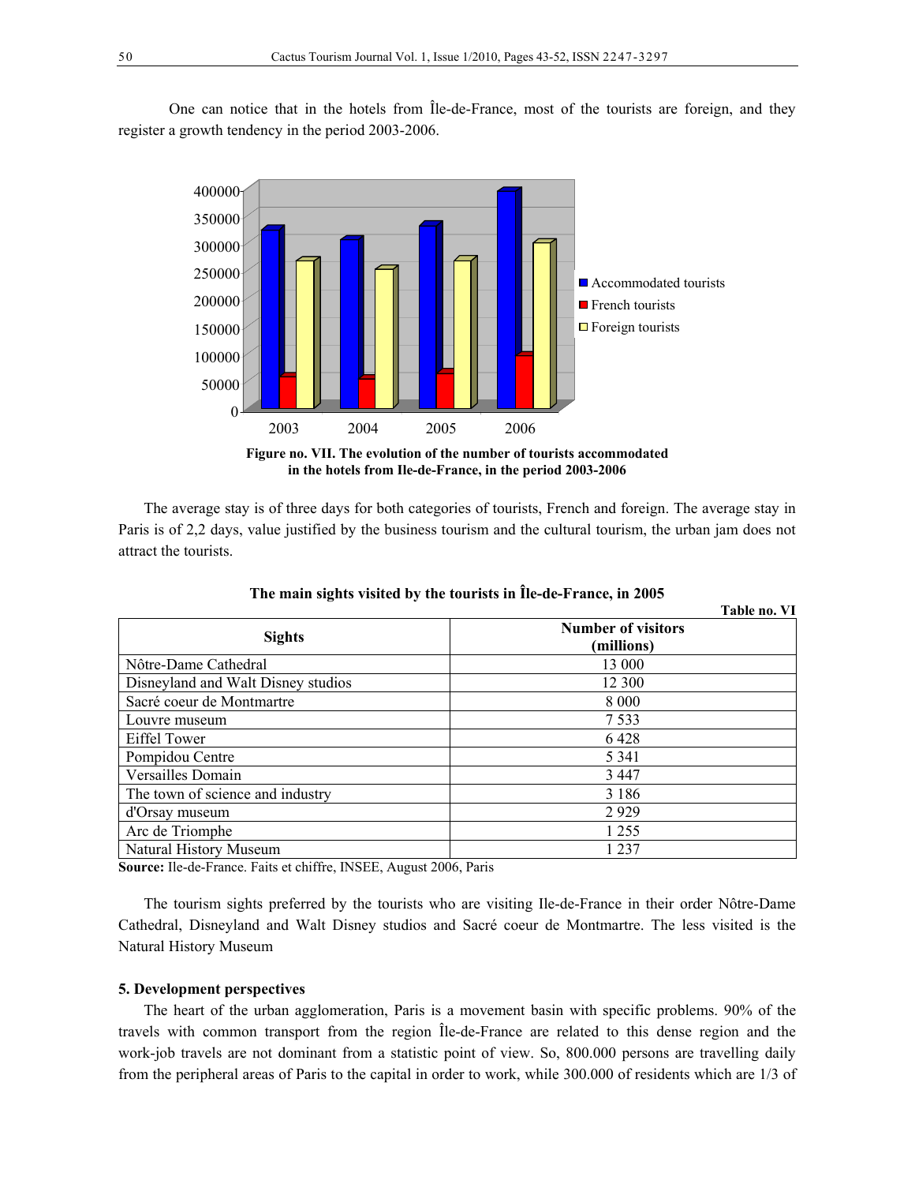One can notice that in the hotels from Île-de-France, most of the tourists are foreign, and they register a growth tendency in the period 2003-2006.

**Figure no. VII. The evolution of the number of tourists accommodated in the hotels from Ile-de-France, in the period 2003-2006**

The average stay is of three days for both categories of tourists, French and foreign. The average stay in Paris is of 2,2 days, value justified by the business tourism and the cultural tourism, the urban jam does not attract the tourists.

**The main sights visited by the tourists in Île-de-France, in 2005**

**Table no. VI**

| Sights | Number of visitors (millions) |
|---|---|
| Nôtre-Dame Cathedral | 13 000 |
| Disneyland and Walt Disney studios | 12 300 |
| Sacré coeur de Montmartre | 8 000 |
| Louvre museum | 7 533 |
| Eiffel Tower | 6 428 |
| Pompidou Centre | 5 341 |
| Versailles Domain | 3 447 |
| The town of science and industry | 3 186 |
| d'Orsay museum | 2 929 |
| Arc de Triomphe | 1 255 |
| Natural History Museum | 1 237 |

**Source:** Ile-de-France. Faits et chiffre, INSEE, August 2006, Paris

The tourism sights preferred by the tourists who are visiting Ile-de-France in their order Nôtre-Dame Cathedral, Disneyland and Walt Disney studios and Sacré coeur de Montmartre. The less visited is the Natural History Museum

**5. Development perspectives**

The heart of the urban agglomeration, Paris is a movement basin with specific problems. 90% of the travels with common transport from the region Île-de-France are related to this dense region and the work-job travels are not dominant from a statistic point of view. So, 800.000 persons are travelling daily from the peripheral areas of Paris to the capital in order to work, while 300.000 of residents which are 1/3 of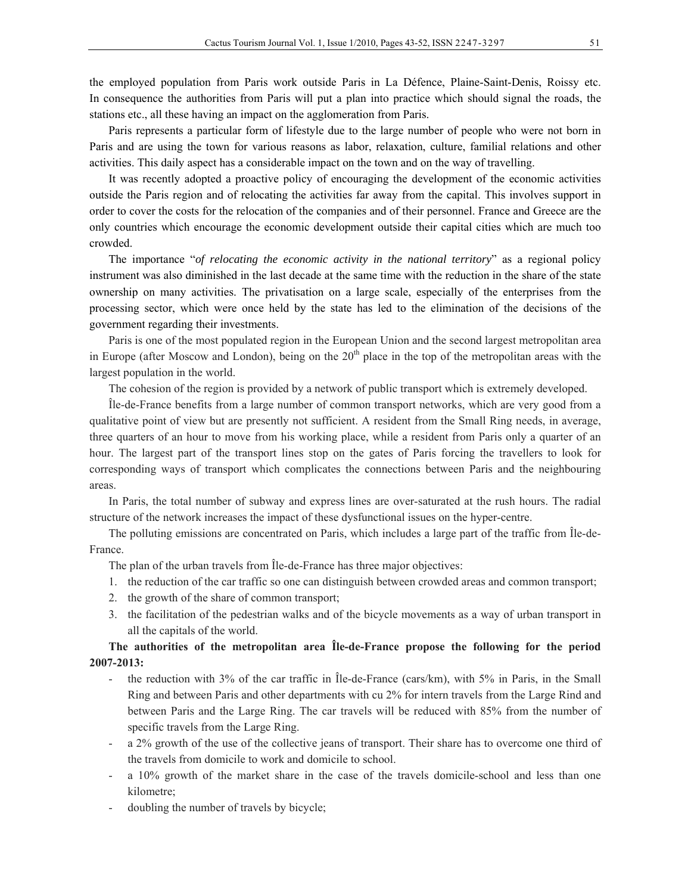the employed population from Paris work outside Paris in La Défence, Plaine-Saint-Denis, Roissy etc. In consequence the authorities from Paris will put a plan into practice which should signal the roads, the stations etc., all these having an impact on the agglomeration from Paris.

Paris represents a particular form of lifestyle due to the large number of people who were not born in Paris and are using the town for various reasons as labor, relaxation, culture, familial relations and other activities. This daily aspect has a considerable impact on the town and on the way of travelling.

It was recently adopted a proactive policy of encouraging the development of the economic activities outside the Paris region and of relocating the activities far away from the capital. This involves support in order to cover the costs for the relocation of the companies and of their personnel. France and Greece are the only countries which encourage the economic development outside their capital cities which are much too crowded.

The importance "*of relocating the economic activity in the national territory*" as a regional policy instrument was also diminished in the last decade at the same time with the reduction in the share of the state ownership on many activities. The privatisation on a large scale, especially of the enterprises from the processing sector, which were once held by the state has led to the elimination of the decisions of the government regarding their investments.

Paris is one of the most populated region in the European Union and the second largest metropolitan area in Europe (after Moscow and London), being on the 20th place in the top of the metropolitan areas with the largest population in the world.

The cohesion of the region is provided by a network of public transport which is extremely developed.

Île-de-France benefits from a large number of common transport networks, which are very good from a qualitative point of view but are presently not sufficient. A resident from the Small Ring needs, in average, three quarters of an hour to move from his working place, while a resident from Paris only a quarter of an hour. The largest part of the transport lines stop on the gates of Paris forcing the travellers to look for corresponding ways of transport which complicates the connections between Paris and the neighbouring areas.

In Paris, the total number of subway and express lines are over-saturated at the rush hours. The radial structure of the network increases the impact of these dysfunctional issues on the hyper-centre.

The polluting emissions are concentrated on Paris, which includes a large part of the traffic from Île-de-France.

The plan of the urban travels from Île-de-France has three major objectives:

1. the reduction of the car traffic so one can distinguish between crowded areas and common transport;
2. the growth of the share of common transport;
3. the facilitation of the pedestrian walks and of the bicycle movements as a way of urban transport in all the capitals of the world.

**The authorities of the metropolitan area Île-de-France propose the following for the period 2007-2013:**

- the reduction with 3% of the car traffic in Île-de-France (cars/km), with 5% in Paris, in the Small Ring and between Paris and other departments with cu 2% for intern travels from the Large Rind and between Paris and the Large Ring. The car travels will be reduced with 85% from the number of specific travels from the Large Ring.
- a 2% growth of the use of the collective jeans of transport. Their share has to overcome one third of the travels from domicile to work and domicile to school.
- a 10% growth of the market share in the case of the travels domicile-school and less than one kilometre;
- doubling the number of travels by bicycle;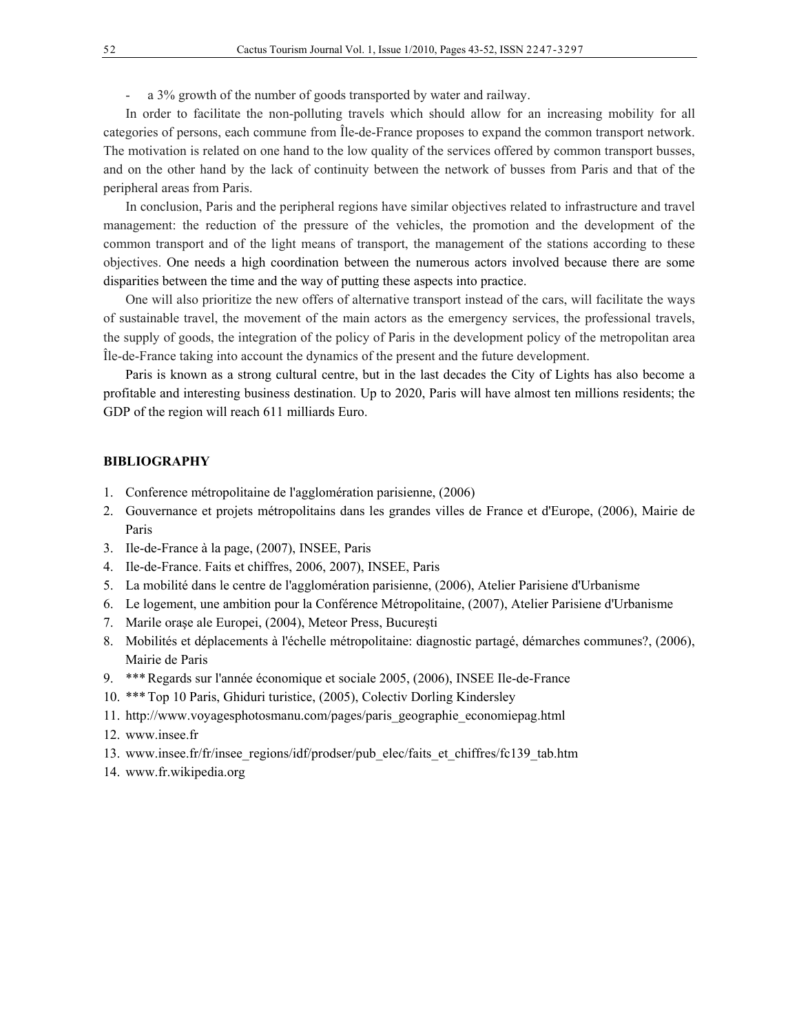- a 3% growth of the number of goods transported by water and railway.

In order to facilitate the non-polluting travels which should allow for an increasing mobility for all categories of persons, each commune from Île-de-France proposes to expand the common transport network. The motivation is related on one hand to the low quality of the services offered by common transport busses, and on the other hand by the lack of continuity between the network of busses from Paris and that of the peripheral areas from Paris.

In conclusion, Paris and the peripheral regions have similar objectives related to infrastructure and travel management: the reduction of the pressure of the vehicles, the promotion and the development of the common transport and of the light means of transport, the management of the stations according to these objectives. One needs a high coordination between the numerous actors involved because there are some disparities between the time and the way of putting these aspects into practice.

One will also prioritize the new offers of alternative transport instead of the cars, will facilitate the ways of sustainable travel, the movement of the main actors as the emergency services, the professional travels, the supply of goods, the integration of the policy of Paris in the development policy of the metropolitan area Île-de-France taking into account the dynamics of the present and the future development.

Paris is known as a strong cultural centre, but in the last decades the City of Lights has also become a profitable and interesting business destination. Up to 2020, Paris will have almost ten millions residents; the GDP of the region will reach 611 milliards Euro.

## BIBLIOGRAPHY

1. Conference métropolitaine de l'agglomération parisienne, (2006)
2. Gouvernance et projets métropolitains dans les grandes villes de France et d'Europe, (2006), Mairie de Paris
3. Ile-de-France à la page, (2007), INSEE, Paris
4. Ile-de-France. Faits et chiffres, 2006, 2007), INSEE, Paris
5. La mobilité dans le centre de l'agglomération parisienne, (2006), Atelier Parisiene d'Urbanisme
6. Le logement, une ambition pour la Conférence Métropolitaine, (2007), Atelier Parisiene d'Urbanisme
7. Marile oraşe ale Europei, (2004), Meteor Press, Bucureşti
8. Mobilités et déplacements à l'échelle métropolitaine: diagnostic partagé, démarches communes?, (2006), Mairie de Paris
9. *** Regards sur l'année économique et sociale 2005, (2006), INSEE Ile-de-France
10. *** Top 10 Paris, Ghiduri turistice, (2005), Colectiv Dorling Kindersley
11. http://www.voyagesphotosmanu.com/pages/paris_geographie_economiepag.html
12. www.insee.fr
13. www.insee.fr/fr/insee_regions/idf/prodser/pub_elec/faits_et_chiffres/fc139_tab.htm
14. www.fr.wikipedia.org